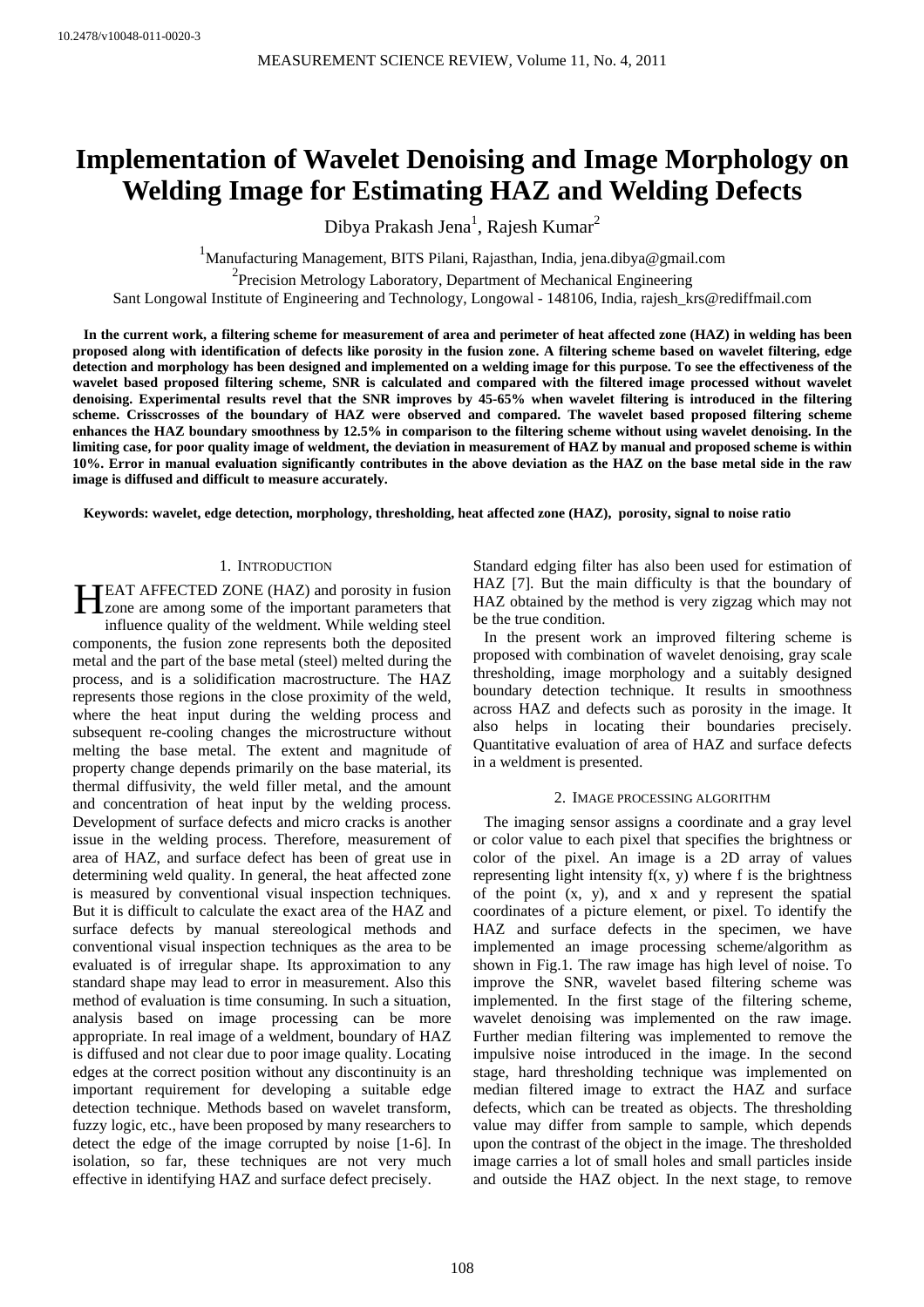10.2478/v10048-011-0020-3

# Implementation of Wavelet Denoising and Image Morphology on Welding Image for Estimating HAZ and Welding Defects

Dibya Prakash Jena[1], Rajesh Kumar[2]

[1]Manufacturing Management, BITS Pilani, Rajasthan, India, jena.dibya@gmail.com

[2]Precision Metrology Laboratory, Department of Mechanical Engineering

Sant Longowal Institute of Engineering and Technology, Longowal - 148106, India, rajesh_krs@rediffmail.com

**In the current work, a filtering scheme for measurement of area and perimeter of heat affected zone (HAZ) in welding has been proposed along with identification of defects like porosity in the fusion zone. A filtering scheme based on wavelet filtering, edge detection and morphology has been designed and implemented on a welding image for this purpose. To see the effectiveness of the wavelet based proposed filtering scheme, SNR is calculated and compared with the filtered image processed without wavelet denoising. Experimental results revel that the SNR improves by 45-65% when wavelet filtering is introduced in the filtering scheme. Crisscrosses of the boundary of HAZ were observed and compared. The wavelet based proposed filtering scheme enhances the HAZ boundary smoothness by 12.5% in comparison to the filtering scheme without using wavelet denoising. In the limiting case, for poor quality image of weldment, the deviation in measurement of HAZ by manual and proposed scheme is within 10%. Error in manual evaluation significantly contributes in the above deviation as the HAZ on the base metal side in the raw image is diffused and difficult to measure accurately.**

**Keywords: wavelet, edge detection, morphology, thresholding, heat affected zone (HAZ), porosity, signal to noise ratio**

## 1. Introduction

HEAT AFFECTED ZONE (HAZ) and porosity in fusion zone are among some of the important parameters that influence quality of the weldment. While welding steel components, the fusion zone represents both the deposited metal and the part of the base metal (steel) melted during the process, and is a solidification macrostructure. The HAZ represents those regions in the close proximity of the weld, where the heat input during the welding process and subsequent re-cooling changes the microstructure without melting the base metal. The extent and magnitude of property change depends primarily on the base material, its thermal diffusivity, the weld filler metal, and the amount and concentration of heat input by the welding process. Development of surface defects and micro cracks is another issue in the welding process. Therefore, measurement of area of HAZ, and surface defect has been of great use in determining weld quality. In general, the heat affected zone is measured by conventional visual inspection techniques. But it is difficult to calculate the exact area of the HAZ and surface defects by manual stereological methods and conventional visual inspection techniques as the area to be evaluated is of irregular shape. Its approximation to any standard shape may lead to error in measurement. Also this method of evaluation is time consuming. In such a situation, analysis based on image processing can be more appropriate. In real image of a weldment, boundary of HAZ is diffused and not clear due to poor image quality. Locating edges at the correct position without any discontinuity is an important requirement for developing a suitable edge detection technique. Methods based on wavelet transform, fuzzy logic, etc., have been proposed by many researchers to detect the edge of the image corrupted by noise [1-6]. In isolation, so far, these techniques are not very much effective in identifying HAZ and surface defect precisely.

Standard edging filter has also been used for estimation of HAZ [7]. But the main difficulty is that the boundary of HAZ obtained by the method is very zigzag which may not be the true condition.

In the present work an improved filtering scheme is proposed with combination of wavelet denoising, gray scale thresholding, image morphology and a suitably designed boundary detection technique. It results in smoothness across HAZ and defects such as porosity in the image. It also helps in locating their boundaries precisely. Quantitative evaluation of area of HAZ and surface defects in a weldment is presented.

## 2. Image processing algorithm

The imaging sensor assigns a coordinate and a gray level or color value to each pixel that specifies the brightness or color of the pixel. An image is a 2D array of values representing light intensity $f(x, y)$ where $f$ is the brightness of the point $(x, y)$, and $x$ and $y$ represent the spatial coordinates of a picture element, or pixel. To identify the HAZ and surface defects in the specimen, we have implemented an image processing scheme/algorithm as shown in Fig.1. The raw image has high level of noise. To improve the SNR, wavelet based filtering scheme was implemented. In the first stage of the filtering scheme, wavelet denoising was implemented on the raw image. Further median filtering was implemented to remove the impulsive noise introduced in the image. In the second stage, hard thresholding technique was implemented on median filtered image to extract the HAZ and surface defects, which can be treated as objects. The thresholding value may differ from sample to sample, which depends upon the contrast of the object in the image. The thresholded image carries a lot of small holes and small particles inside and outside the HAZ object. In the next stage, to remove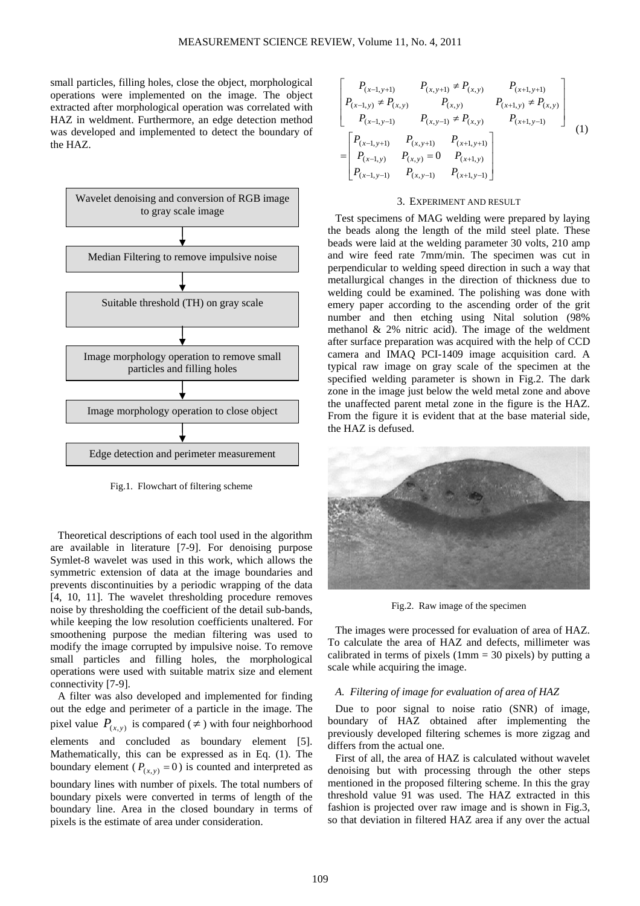small particles, filling holes, close the object, morphological operations were implemented on the image. The object extracted after morphological operation was correlated with HAZ in weldment. Furthermore, an edge detection method was developed and implemented to detect the boundary of the HAZ.

Wavelet denoising and conversion of RGB image to gray scale image
↓
Median Filtering to remove impulsive noise
↓
Suitable threshold (TH) on gray scale
↓
Image morphology operation to remove small particles and filling holes
↓
Image morphology operation to close object
↓
Edge detection and perimeter measurement

Fig.1. Flowchart of filtering scheme

Theoretical descriptions of each tool used in the algorithm are available in literature [7-9]. For denoising purpose Symlet-8 wavelet was used in this work, which allows the symmetric extension of data at the image boundaries and prevents discontinuities by a periodic wrapping of the data [4, 10, 11]. The wavelet thresholding procedure removes noise by thresholding the coefficient of the detail sub-bands, while keeping the low resolution coefficients unaltered. For smoothening purpose the median filtering was used to modify the image corrupted by impulsive noise. To remove small particles and filling holes, the morphological operations were used with suitable matrix size and element connectivity [7-9].

A filter was also developed and implemented for finding out the edge and perimeter of a particle in the image. The pixel value $P_{(x,y)}$ is compared ($\neq$) with four neighborhood elements and concluded as boundary element [5]. Mathematically, this can be expressed as in Eq. (1). The boundary element ($P_{(x,y)} = 0$) is counted and interpreted as boundary lines with number of pixels. The total numbers of boundary pixels were converted in terms of length of the boundary line. Area in the closed boundary in terms of pixels is the estimate of area under consideration.

$$\begin{bmatrix} P_{(x-1,y+1)} & P_{(x,y+1)} \neq P_{(x,y)} & P_{(x+1,y+1)} \\ P_{(x-1,y)} \neq P_{(x,y)} & P_{(x,y)} & P_{(x+1,y)} \neq P_{(x,y)} \\ P_{(x-1,y-1)} & P_{(x,y-1)} \neq P_{(x,y)} & P_{(x+1,y-1)} \end{bmatrix} = \begin{bmatrix} P_{(x-1,y+1)} & P_{(x,y+1)} & P_{(x+1,y+1)} \\ P_{(x-1,y)} & P_{(x,y)} = 0 & P_{(x+1,y)} \\ P_{(x-1,y-1)} & P_{(x,y-1)} & P_{(x+1,y-1)} \end{bmatrix} \quad (1)$$

## 3. Experiment and Result

Test specimens of MAG welding were prepared by laying the beads along the length of the mild steel plate. These beads were laid at the welding parameter 30 volts, 210 amp and wire feed rate 7mm/min. The specimen was cut in perpendicular to welding speed direction in such a way that metallurgical changes in the direction of thickness due to welding could be examined. The polishing was done with emery paper according to the ascending order of the grit number and then etching using Nital solution (98% methanol & 2% nitric acid). The image of the weldment after surface preparation was acquired with the help of CCD camera and IMAQ PCI-1409 image acquisition card. A typical raw image on gray scale of the specimen at the specified welding parameter is shown in Fig.2. The dark zone in the image just below the weld metal zone and above the unaffected parent metal zone in the figure is the HAZ. From the figure it is evident that at the base material side, the HAZ is defused.

Fig.2. Raw image of the specimen

The images were processed for evaluation of area of HAZ. To calculate the area of HAZ and defects, millimeter was calibrated in terms of pixels (1mm = 30 pixels) by putting a scale while acquiring the image.

### *A. Filtering of image for evaluation of area of HAZ*

Due to poor signal to noise ratio (SNR) of image, boundary of HAZ obtained after implementing the previously developed filtering schemes is more zigzag and differs from the actual one.

First of all, the area of HAZ is calculated without wavelet denoising but with processing through the other steps mentioned in the proposed filtering scheme. In this the gray threshold value 91 was used. The HAZ extracted in this fashion is projected over raw image and is shown in Fig.3, so that deviation in filtered HAZ area if any over the actual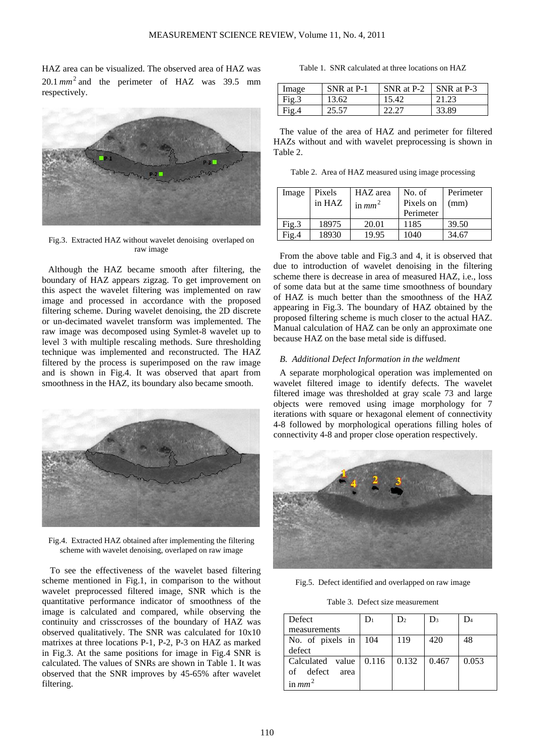HAZ area can be visualized. The observed area of HAZ was 20.1 $mm^2$ and the perimeter of HAZ was 39.5 mm respectively.

Fig.3. Extracted HAZ without wavelet denoising overlaped on raw image

Although the HAZ became smooth after filtering, the boundary of HAZ appears zigzag. To get improvement on this aspect the wavelet filtering was implemented on raw image and processed in accordance with the proposed filtering scheme. During wavelet denoising, the 2D discrete or un-decimated wavelet transform was implemented. The raw image was decomposed using Symlet-8 wavelet up to level 3 with multiple rescaling methods. Sure thresholding technique was implemented and reconstructed. The HAZ filtered by the process is superimposed on the raw image and is shown in Fig.4. It was observed that apart from smoothness in the HAZ, its boundary also became smooth.

Fig.4. Extracted HAZ obtained after implementing the filtering scheme with wavelet denoising, overlaped on raw image

To see the effectiveness of the wavelet based filtering scheme mentioned in Fig.1, in comparison to the without wavelet preprocessed filtered image, SNR which is the quantitative performance indicator of smoothness of the image is calculated and compared, while observing the continuity and crisscrosses of the boundary of HAZ was observed qualitatively. The SNR was calculated for 10x10 matrixes at three locations P-1, P-2, P-3 on HAZ as marked in Fig.3. At the same positions for image in Fig.4 SNR is calculated. The values of SNRs are shown in Table 1. It was observed that the SNR improves by 45-65% after wavelet filtering.

Table 1. SNR calculated at three locations on HAZ

| Image | SNR at P-1 | SNR at P-2 | SNR at P-3 |
|---|---|---|---|
| Fig.3 | 13.62 | 15.42 | 21.23 |
| Fig.4 | 25.57 | 22.27 | 33.89 |

The value of the area of HAZ and perimeter for filtered HAZs without and with wavelet preprocessing is shown in Table 2.

Table 2. Area of HAZ measured using image processing

| Image | Pixels in HAZ | HAZ area in $mm^2$ | No. of Pixels on Perimeter | Perimeter (mm) |
|---|---|---|---|---|
| Fig.3 | 18975 | 20.01 | 1185 | 39.50 |
| Fig.4 | 18930 | 19.95 | 1040 | 34.67 |

From the above table and Fig.3 and 4, it is observed that due to introduction of wavelet denoising in the filtering scheme there is decrease in area of measured HAZ, i.e., loss of some data but at the same time smoothness of boundary of HAZ is much better than the smoothness of the HAZ appearing in Fig.3. The boundary of HAZ obtained by the proposed filtering scheme is much closer to the actual HAZ. Manual calculation of HAZ can be only an approximate one because HAZ on the base metal side is diffused.

### *B. Additional Defect Information in the weldment*

A separate morphological operation was implemented on wavelet filtered image to identify defects. The wavelet filtered image was thresholded at gray scale 73 and large objects were removed using image morphology for 7 iterations with square or hexagonal element of connectivity 4-8 followed by morphological operations filling holes of connectivity 4-8 and proper close operation respectively.

Fig.5. Defect identified and overlapped on raw image

Table 3. Defect size measurement

| Defect measurements | $D_1$ | $D_2$ | $D_3$ | $D_4$ |
|---|---|---|---|---|
| No. of pixels in defect | 104 | 119 | 420 | 48 |
| Calculated value of defect area in $mm^2$ | 0.116 | 0.132 | 0.467 | 0.053 |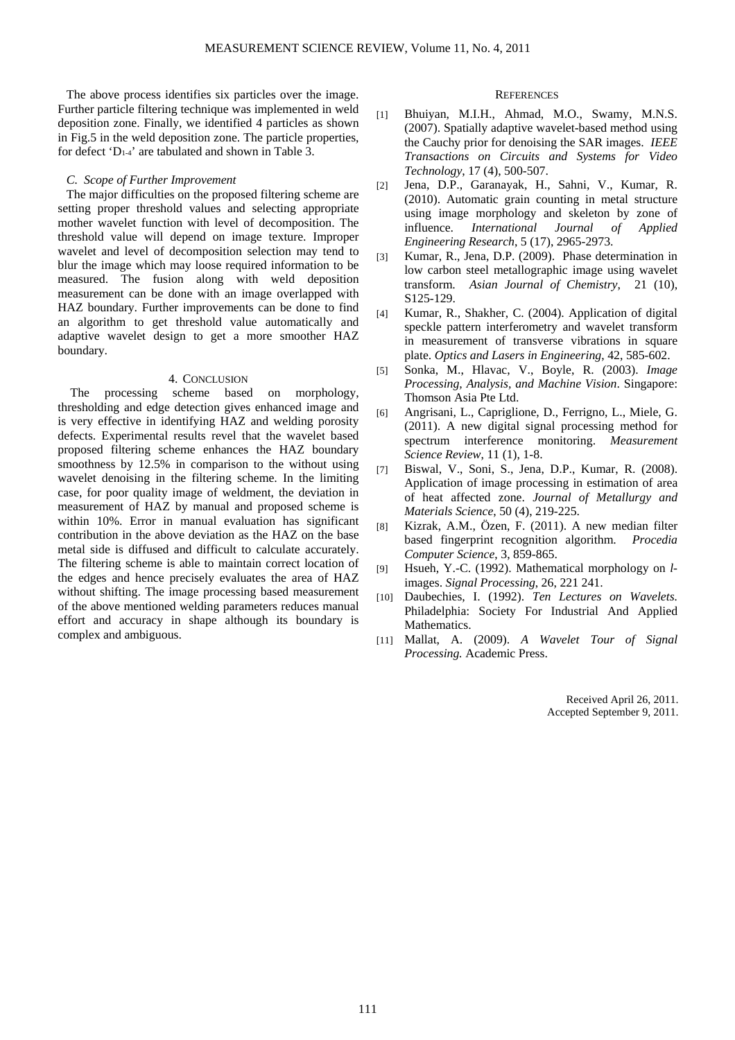The above process identifies six particles over the image. Further particle filtering technique was implemented in weld deposition zone. Finally, we identified 4 particles as shown in Fig.5 in the weld deposition zone. The particle properties, for defect '$D_{1-4}$' are tabulated and shown in Table 3.

### C. Scope of Further Improvement

The major difficulties on the proposed filtering scheme are setting proper threshold values and selecting appropriate mother wavelet function with level of decomposition. The threshold value will depend on image texture. Improper wavelet and level of decomposition selection may tend to blur the image which may loose required information to be measured. The fusion along with weld deposition measurement can be done with an image overlapped with HAZ boundary. Further improvements can be done to find an algorithm to get threshold value automatically and adaptive wavelet design to get a more smoother HAZ boundary.

## 4. Conclusion

The processing scheme based on morphology, thresholding and edge detection gives enhanced image and is very effective in identifying HAZ and welding porosity defects. Experimental results revel that the wavelet based proposed filtering scheme enhances the HAZ boundary smoothness by 12.5% in comparison to the without using wavelet denoising in the filtering scheme. In the limiting case, for poor quality image of weldment, the deviation in measurement of HAZ by manual and proposed scheme is within 10%. Error in manual evaluation has significant contribution in the above deviation as the HAZ on the base metal side is diffused and difficult to calculate accurately. The filtering scheme is able to maintain correct location of the edges and hence precisely evaluates the area of HAZ without shifting. The image processing based measurement of the above mentioned welding parameters reduces manual effort and accuracy in shape although its boundary is complex and ambiguous.

## References

[1] Bhuiyan, M.I.H., Ahmad, M.O., Swamy, M.N.S. (2007). Spatially adaptive wavelet-based method using the Cauchy prior for denoising the SAR images. *IEEE Transactions on Circuits and Systems for Video Technology*, 17 (4), 500-507.

[2] Jena, D.P., Garanayak, H., Sahni, V., Kumar, R. (2010). Automatic grain counting in metal structure using image morphology and skeleton by zone of influence. *International Journal of Applied Engineering Research*, 5 (17), 2965-2973.

[3] Kumar, R., Jena, D.P. (2009). Phase determination in low carbon steel metallographic image using wavelet transform. *Asian Journal of Chemistry*, 21 (10), S125-129.

[4] Kumar, R., Shakher, C. (2004). Application of digital speckle pattern interferometry and wavelet transform in measurement of transverse vibrations in square plate. *Optics and Lasers in Engineering*, 42, 585-602.

[5] Sonka, M., Hlavac, V., Boyle, R. (2003). *Image Processing, Analysis, and Machine Vision*. Singapore: Thomson Asia Pte Ltd.

[6] Angrisani, L., Capriglione, D., Ferrigno, L., Miele, G. (2011). A new digital signal processing method for spectrum interference monitoring. *Measurement Science Review*, 11 (1), 1-8.

[7] Biswal, V., Soni, S., Jena, D.P., Kumar, R. (2008). Application of image processing in estimation of area of heat affected zone. *Journal of Metallurgy and Materials Science*, 50 (4), 219-225.

[8] Kizrak, A.M., Özen, F. (2011). A new median filter based fingerprint recognition algorithm. *Procedia Computer Science*, 3, 859-865.

[9] Hsueh, Y.-C. (1992). Mathematical morphology on *l*-images. *Signal Processing*, 26, 221 241.

[10] Daubechies, I. (1992). *Ten Lectures on Wavelets.* Philadelphia: Society For Industrial And Applied Mathematics.

[11] Mallat, A. (2009). *A Wavelet Tour of Signal Processing.* Academic Press.

Received April 26, 2011.
Accepted September 9, 2011.